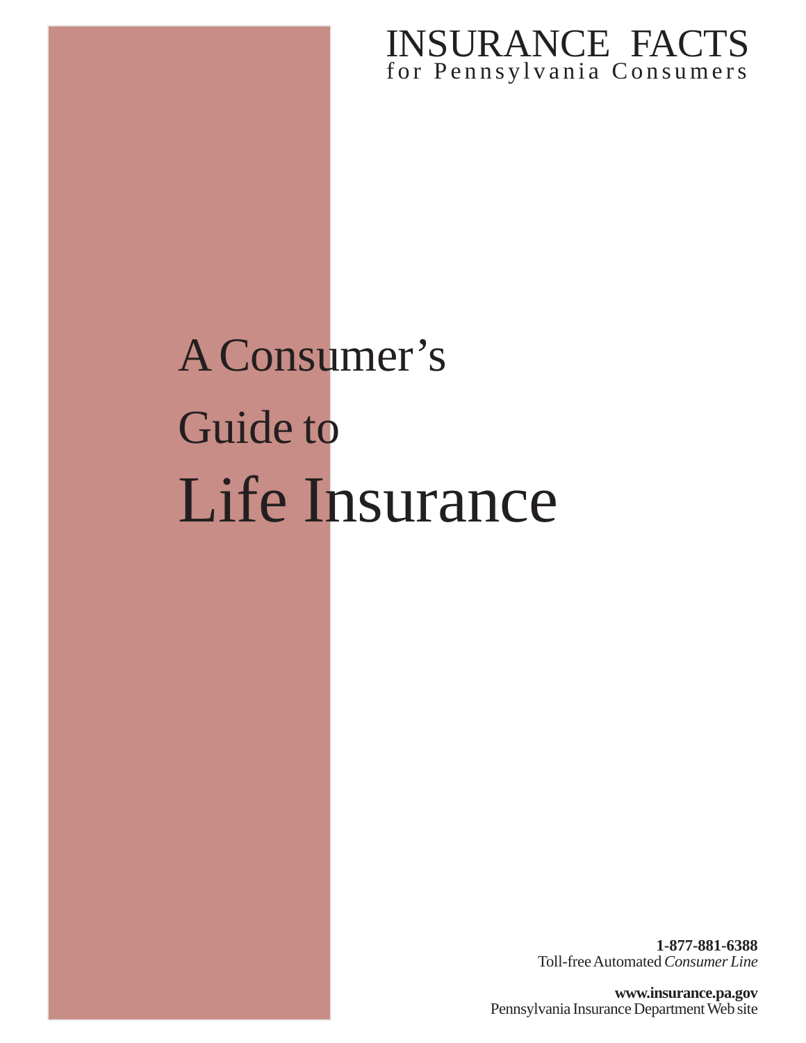INSURANCE FACTS
for Pennsylvania Consumers

# A Consumer's Guide to Life Insurance

**1-877-881-6388**
Toll-free Automated *Consumer Line*

**www.insurance.pa.gov**
Pennsylvania Insurance Department Web site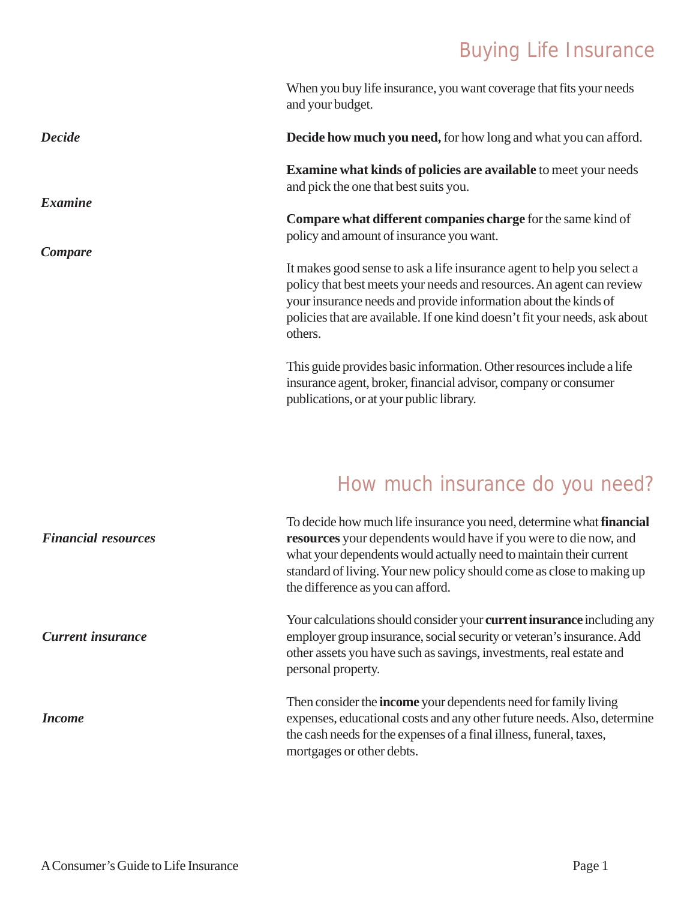## Buying Life Insurance

When you buy life insurance, you want coverage that fits your needs and your budget.

*Decide*

**Decide how much you need,** for how long and what you can afford.

*Examine*

**Examine what kinds of policies are available** to meet your needs and pick the one that best suits you.

*Compare*

**Compare what different companies charge** for the same kind of policy and amount of insurance you want.

It makes good sense to ask a life insurance agent to help you select a policy that best meets your needs and resources. An agent can review your insurance needs and provide information about the kinds of policies that are available. If one kind doesn't fit your needs, ask about others.

This guide provides basic information. Other resources include a life insurance agent, broker, financial advisor, company or consumer publications, or at your public library.

## How much insurance do you need?

*Financial resources*

To decide how much life insurance you need, determine what **financial resources** your dependents would have if you were to die now, and what your dependents would actually need to maintain their current standard of living. Your new policy should come as close to making up the difference as you can afford.

*Current insurance*

Your calculations should consider your **current insurance** including any employer group insurance, social security or veteran's insurance. Add other assets you have such as savings, investments, real estate and personal property.

*Income*

Then consider the **income** your dependents need for family living expenses, educational costs and any other future needs. Also, determine the cash needs for the expenses of a final illness, funeral, taxes, mortgages or other debts.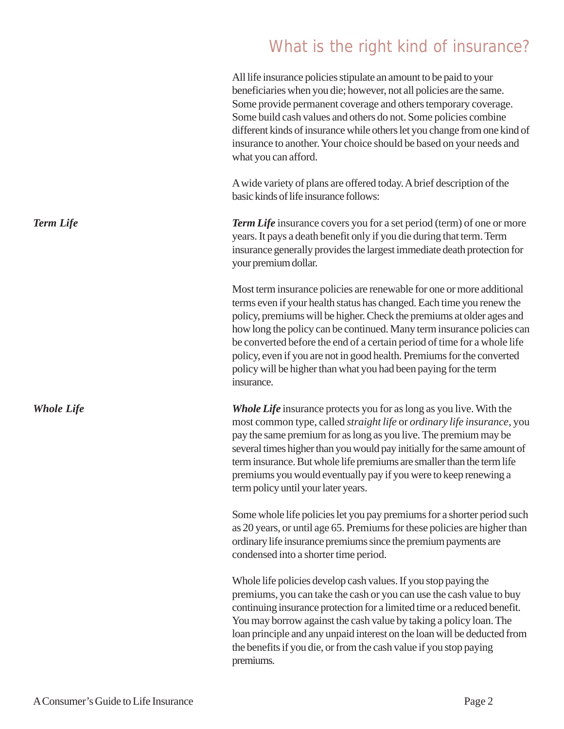# What is the right kind of insurance?

All life insurance policies stipulate an amount to be paid to your beneficiaries when you die; however, not all policies are the same. Some provide permanent coverage and others temporary coverage. Some build cash values and others do not. Some policies combine different kinds of insurance while others let you change from one kind of insurance to another. Your choice should be based on your needs and what you can afford.

A wide variety of plans are offered today. A brief description of the basic kinds of life insurance follows:

### *Term Life*

***Term Life*** insurance covers you for a set period (term) of one or more years. It pays a death benefit only if you die during that term. Term insurance generally provides the largest immediate death protection for your premium dollar.

Most term insurance policies are renewable for one or more additional terms even if your health status has changed. Each time you renew the policy, premiums will be higher. Check the premiums at older ages and how long the policy can be continued. Many term insurance policies can be converted before the end of a certain period of time for a whole life policy, even if you are not in good health. Premiums for the converted policy will be higher than what you had been paying for the term insurance.

### *Whole Life*

***Whole Life*** insurance protects you for as long as you live. With the most common type, called *straight life* or *ordinary life insurance*, you pay the same premium for as long as you live. The premium may be several times higher than you would pay initially for the same amount of term insurance. But whole life premiums are smaller than the term life premiums you would eventually pay if you were to keep renewing a term policy until your later years.

Some whole life policies let you pay premiums for a shorter period such as 20 years, or until age 65. Premiums for these policies are higher than ordinary life insurance premiums since the premium payments are condensed into a shorter time period.

Whole life policies develop cash values. If you stop paying the premiums, you can take the cash or you can use the cash value to buy continuing insurance protection for a limited time or a reduced benefit. You may borrow against the cash value by taking a policy loan. The loan principle and any unpaid interest on the loan will be deducted from the benefits if you die, or from the cash value if you stop paying premiums.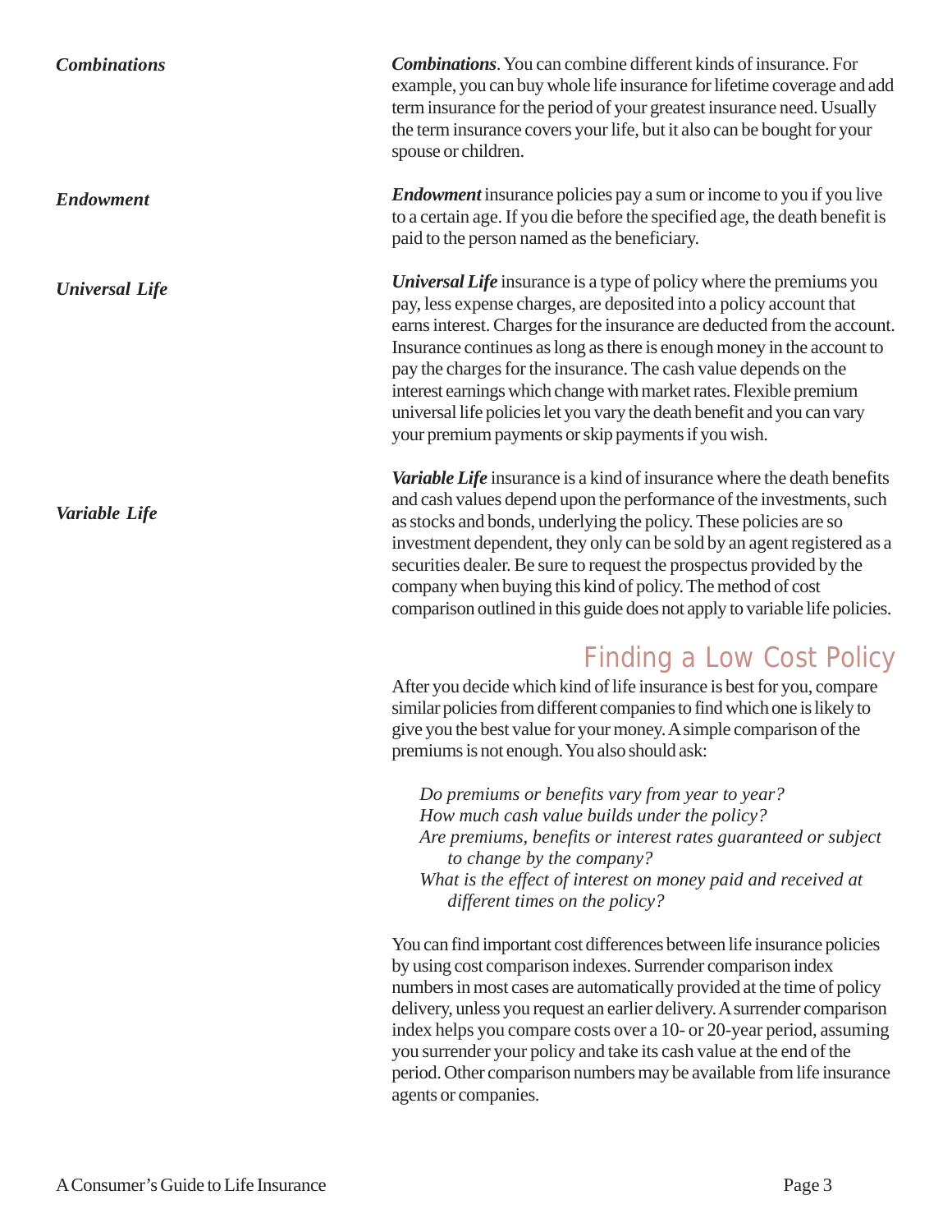*Combinations*

***Combinations***. You can combine different kinds of insurance. For example, you can buy whole life insurance for lifetime coverage and add term insurance for the period of your greatest insurance need. Usually the term insurance covers your life, but it also can be bought for your spouse or children.

*Endowment*

***Endowment*** insurance policies pay a sum or income to you if you live to a certain age. If you die before the specified age, the death benefit is paid to the person named as the beneficiary.

*Universal Life*

***Universal Life*** insurance is a type of policy where the premiums you pay, less expense charges, are deposited into a policy account that earns interest. Charges for the insurance are deducted from the account. Insurance continues as long as there is enough money in the account to pay the charges for the insurance. The cash value depends on the interest earnings which change with market rates. Flexible premium universal life policies let you vary the death benefit and you can vary your premium payments or skip payments if you wish.

*Variable Life*

***Variable Life*** insurance is a kind of insurance where the death benefits and cash values depend upon the performance of the investments, such as stocks and bonds, underlying the policy. These policies are so investment dependent, they only can be sold by an agent registered as a securities dealer. Be sure to request the prospectus provided by the company when buying this kind of policy. The method of cost comparison outlined in this guide does not apply to variable life policies.

## Finding a Low Cost Policy

After you decide which kind of life insurance is best for you, compare similar policies from different companies to find which one is likely to give you the best value for your money. A simple comparison of the premiums is not enough. You also should ask:

*Do premiums or benefits vary from year to year?*
*How much cash value builds under the policy?*
*Are premiums, benefits or interest rates guaranteed or subject to change by the company?*
*What is the effect of interest on money paid and received at different times on the policy?*

You can find important cost differences between life insurance policies by using cost comparison indexes. Surrender comparison index numbers in most cases are automatically provided at the time of policy delivery, unless you request an earlier delivery. A surrender comparison index helps you compare costs over a 10- or 20-year period, assuming you surrender your policy and take its cash value at the end of the period. Other comparison numbers may be available from life insurance agents or companies.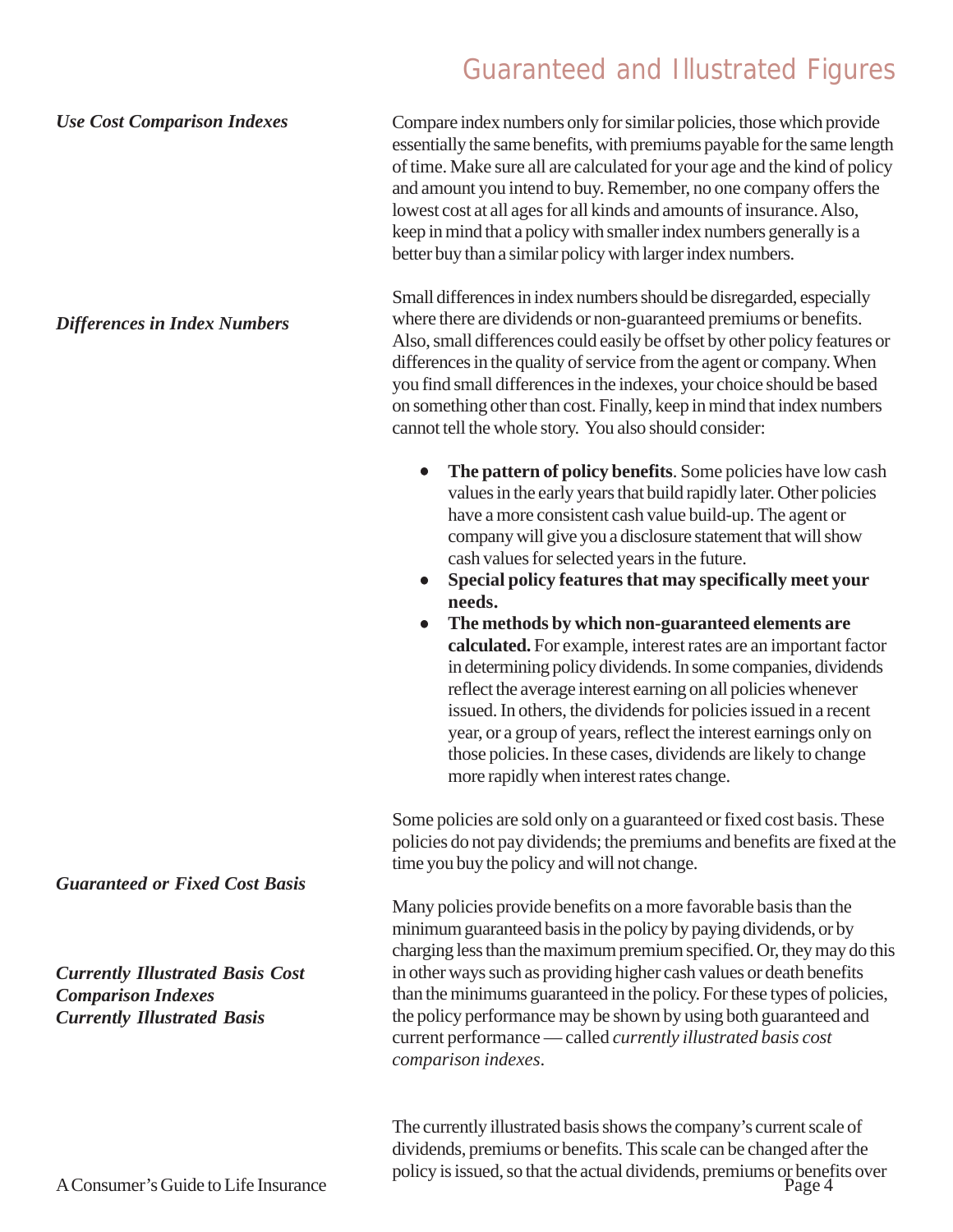# Guaranteed and Illustrated Figures

***Use Cost Comparison Indexes***

Compare index numbers only for similar policies, those which provide essentially the same benefits, with premiums payable for the same length of time. Make sure all are calculated for your age and the kind of policy and amount you intend to buy. Remember, no one company offers the lowest cost at all ages for all kinds and amounts of insurance. Also, keep in mind that a policy with smaller index numbers generally is a better buy than a similar policy with larger index numbers.

***Differences in Index Numbers***

Small differences in index numbers should be disregarded, especially where there are dividends or non-guaranteed premiums or benefits. Also, small differences could easily be offset by other policy features or differences in the quality of service from the agent or company. When you find small differences in the indexes, your choice should be based on something other than cost. Finally, keep in mind that index numbers cannot tell the whole story. You also should consider:

- **The pattern of policy benefits**. Some policies have low cash values in the early years that build rapidly later. Other policies have a more consistent cash value build-up. The agent or company will give you a disclosure statement that will show cash values for selected years in the future.
- **Special policy features that may specifically meet your needs.**
- **The methods by which non-guaranteed elements are calculated.** For example, interest rates are an important factor in determining policy dividends. In some companies, dividends reflect the average interest earning on all policies whenever issued. In others, the dividends for policies issued in a recent year, or a group of years, reflect the interest earnings only on those policies. In these cases, dividends are likely to change more rapidly when interest rates change.

***Guaranteed or Fixed Cost Basis***

Some policies are sold only on a guaranteed or fixed cost basis. These policies do not pay dividends; the premiums and benefits are fixed at the time you buy the policy and will not change.

***Currently Illustrated Basis Cost Comparison Indexes***

Many policies provide benefits on a more favorable basis than the minimum guaranteed basis in the policy by paying dividends, or by charging less than the maximum premium specified. Or, they may do this in other ways such as providing higher cash values or death benefits than the minimums guaranteed in the policy. For these types of policies, the policy performance may be shown by using both guaranteed and current performance — called *currently illustrated basis cost comparison indexes*.

***Currently Illustrated Basis***

The currently illustrated basis shows the company's current scale of dividends, premiums or benefits. This scale can be changed after the policy is issued, so that the actual dividends, premiums or benefits over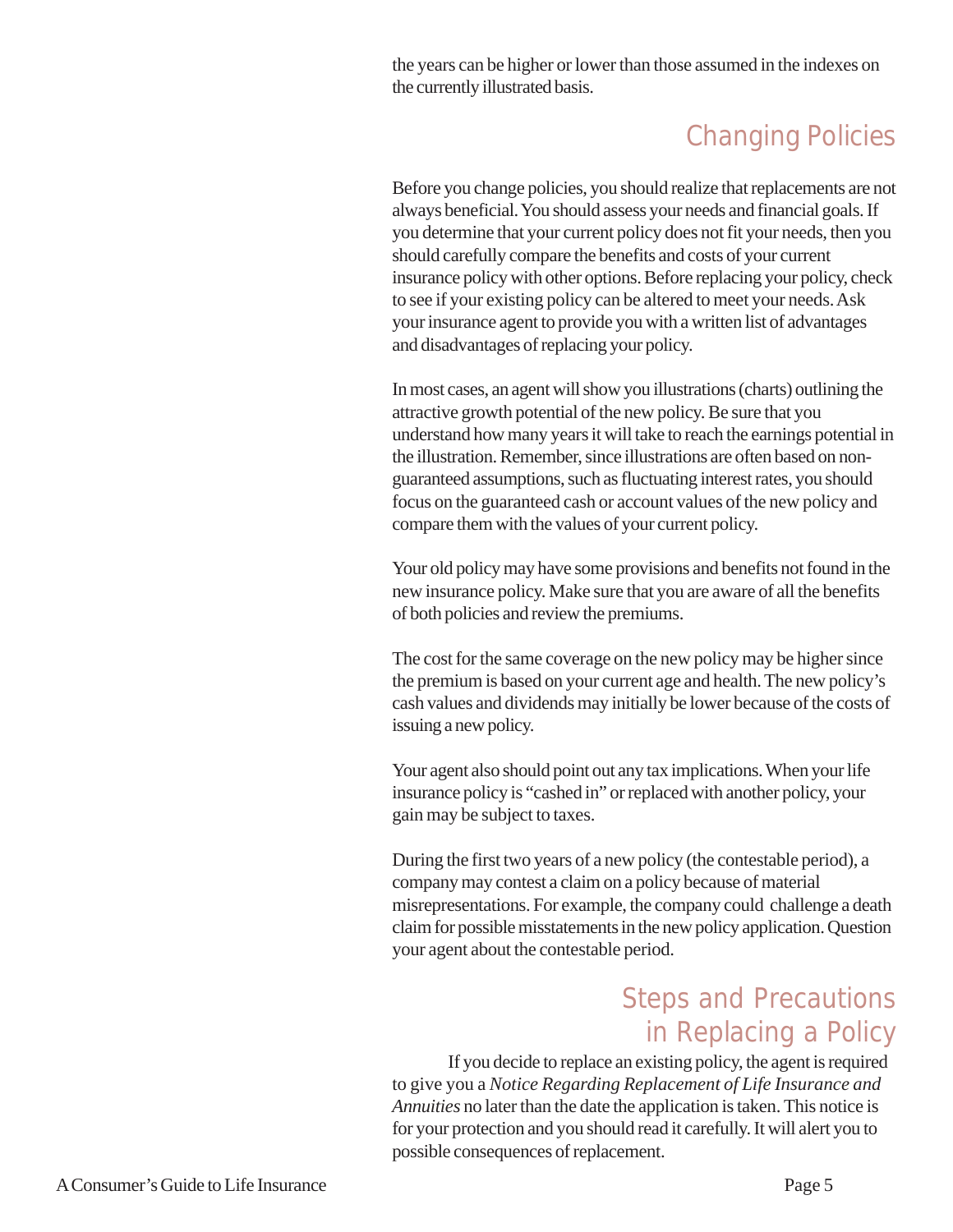the years can be higher or lower than those assumed in the indexes on the currently illustrated basis.

## Changing Policies

Before you change policies, you should realize that replacements are not always beneficial. You should assess your needs and financial goals. If you determine that your current policy does not fit your needs, then you should carefully compare the benefits and costs of your current insurance policy with other options. Before replacing your policy, check to see if your existing policy can be altered to meet your needs. Ask your insurance agent to provide you with a written list of advantages and disadvantages of replacing your policy.

In most cases, an agent will show you illustrations (charts) outlining the attractive growth potential of the new policy. Be sure that you understand how many years it will take to reach the earnings potential in the illustration. Remember, since illustrations are often based on non-guaranteed assumptions, such as fluctuating interest rates, you should focus on the guaranteed cash or account values of the new policy and compare them with the values of your current policy.

Your old policy may have some provisions and benefits not found in the new insurance policy. Make sure that you are aware of all the benefits of both policies and review the premiums.

The cost for the same coverage on the new policy may be higher since the premium is based on your current age and health. The new policy's cash values and dividends may initially be lower because of the costs of issuing a new policy.

Your agent also should point out any tax implications. When your life insurance policy is "cashed in" or replaced with another policy, your gain may be subject to taxes.

During the first two years of a new policy (the contestable period), a company may contest a claim on a policy because of material misrepresentations. For example, the company could challenge a death claim for possible misstatements in the new policy application. Question your agent about the contestable period.

## Steps and Precautions in Replacing a Policy

If you decide to replace an existing policy, the agent is required to give you a *Notice Regarding Replacement of Life Insurance and Annuities* no later than the date the application is taken. This notice is for your protection and you should read it carefully. It will alert you to possible consequences of replacement.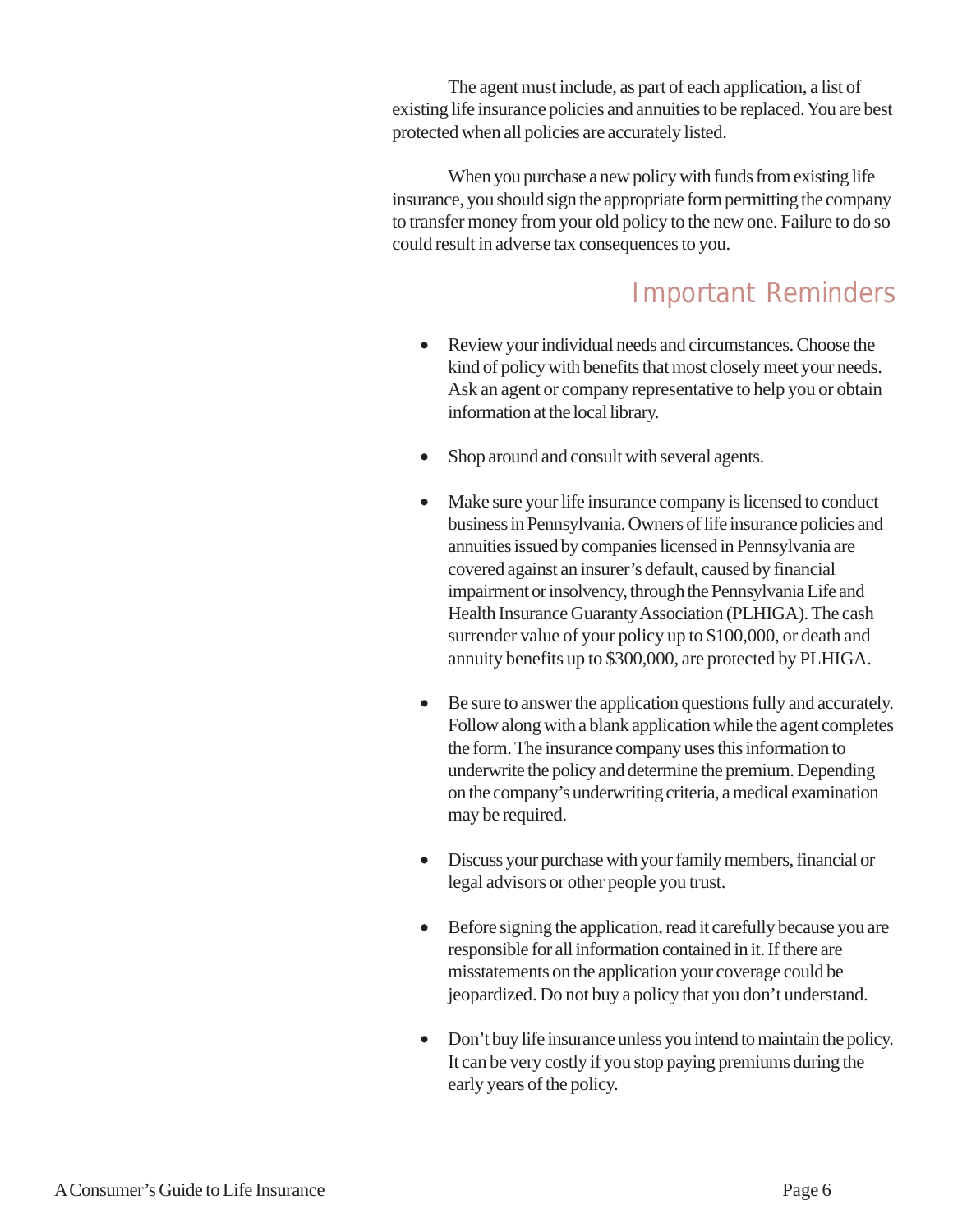The agent must include, as part of each application, a list of existing life insurance policies and annuities to be replaced. You are best protected when all policies are accurately listed.

When you purchase a new policy with funds from existing life insurance, you should sign the appropriate form permitting the company to transfer money from your old policy to the new one. Failure to do so could result in adverse tax consequences to you.

## Important Reminders

- Review your individual needs and circumstances. Choose the kind of policy with benefits that most closely meet your needs. Ask an agent or company representative to help you or obtain information at the local library.
- Shop around and consult with several agents.
- Make sure your life insurance company is licensed to conduct business in Pennsylvania. Owners of life insurance policies and annuities issued by companies licensed in Pennsylvania are covered against an insurer's default, caused by financial impairment or insolvency, through the Pennsylvania Life and Health Insurance Guaranty Association (PLHIGA). The cash surrender value of your policy up to $100,000, or death and annuity benefits up to $300,000, are protected by PLHIGA.
- Be sure to answer the application questions fully and accurately. Follow along with a blank application while the agent completes the form. The insurance company uses this information to underwrite the policy and determine the premium. Depending on the company's underwriting criteria, a medical examination may be required.
- Discuss your purchase with your family members, financial or legal advisors or other people you trust.
- Before signing the application, read it carefully because you are responsible for all information contained in it. If there are misstatements on the application your coverage could be jeopardized. Do not buy a policy that you don't understand.
- Don't buy life insurance unless you intend to maintain the policy. It can be very costly if you stop paying premiums during the early years of the policy.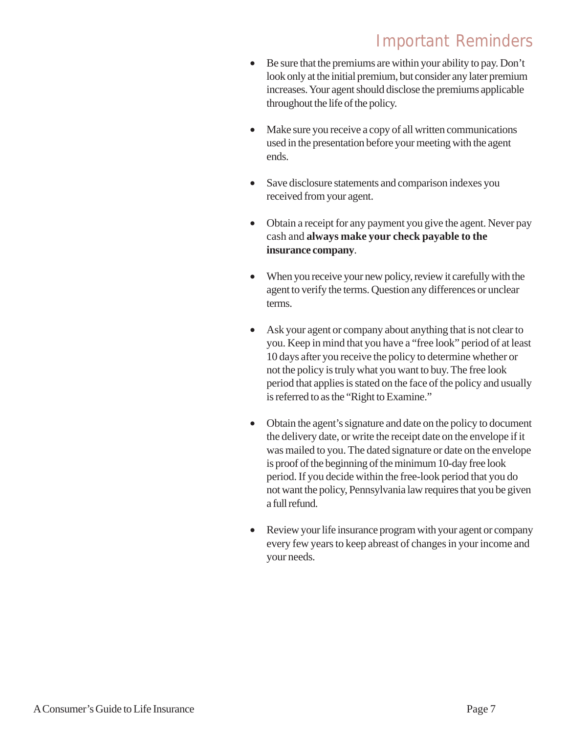# Important Reminders

- Be sure that the premiums are within your ability to pay. Don't look only at the initial premium, but consider any later premium increases. Your agent should disclose the premiums applicable throughout the life of the policy.

- Make sure you receive a copy of all written communications used in the presentation before your meeting with the agent ends.

- Save disclosure statements and comparison indexes you received from your agent.

- Obtain a receipt for any payment you give the agent. Never pay cash and **always make your check payable to the insurance company**.

- When you receive your new policy, review it carefully with the agent to verify the terms. Question any differences or unclear terms.

- Ask your agent or company about anything that is not clear to you. Keep in mind that you have a "free look" period of at least 10 days after you receive the policy to determine whether or not the policy is truly what you want to buy. The free look period that applies is stated on the face of the policy and usually is referred to as the "Right to Examine."

- Obtain the agent's signature and date on the policy to document the delivery date, or write the receipt date on the envelope if it was mailed to you. The dated signature or date on the envelope is proof of the beginning of the minimum 10-day free look period. If you decide within the free-look period that you do not want the policy, Pennsylvania law requires that you be given a full refund.

- Review your life insurance program with your agent or company every few years to keep abreast of changes in your income and your needs.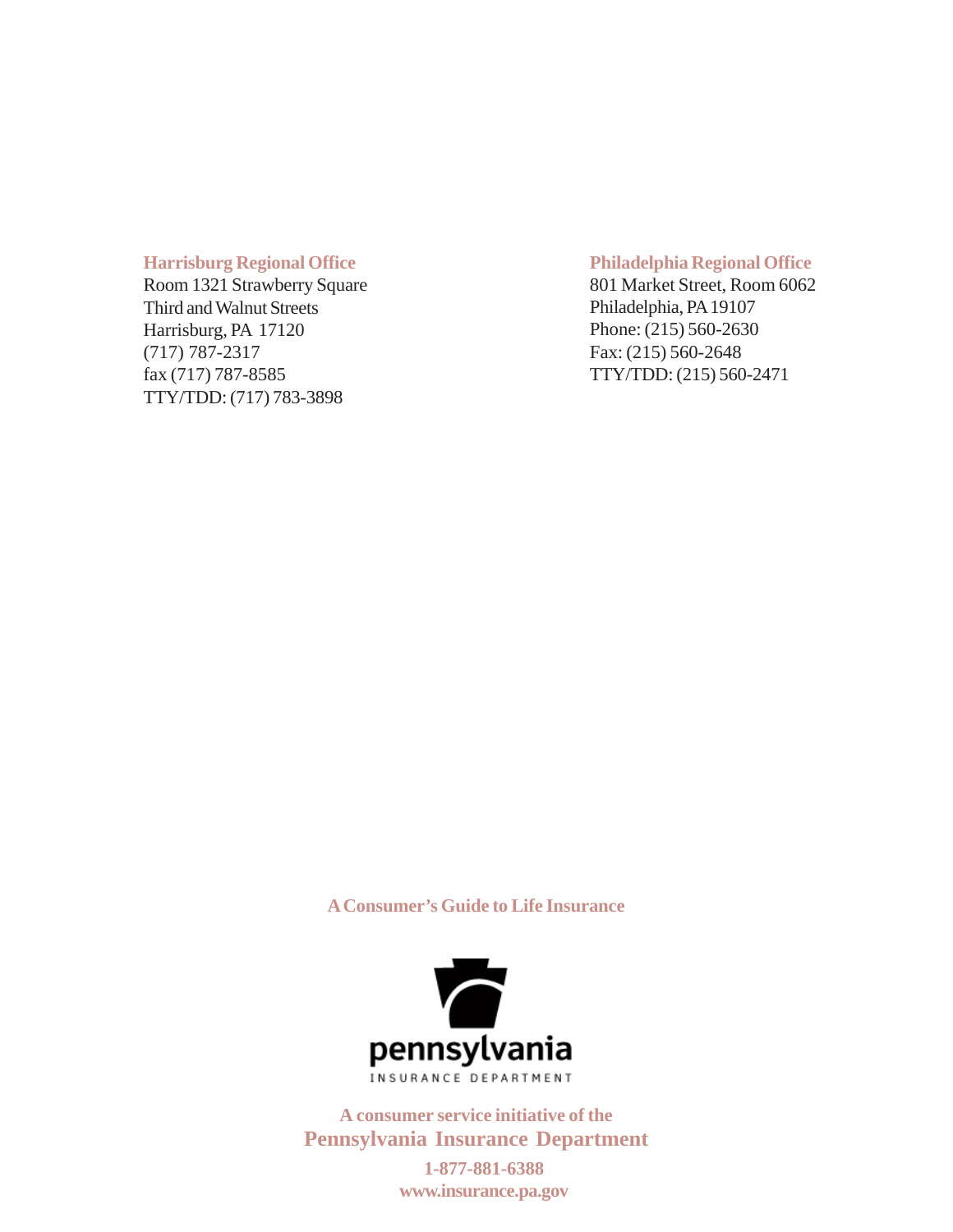**Harrisburg Regional Office**
Room 1321 Strawberry Square
Third and Walnut Streets
Harrisburg, PA 17120
(717) 787-2317
fax (717) 787-8585
TTY/TDD: (717) 783-3898

**Philadelphia Regional Office**
801 Market Street, Room 6062
Philadelphia, PA 19107
Phone: (215) 560-2630
Fax: (215) 560-2648
TTY/TDD: (215) 560-2471

**A Consumer's Guide to Life Insurance**

pennsylvania
INSURANCE DEPARTMENT

**A consumer service initiative of the**
**Pennsylvania Insurance Department**
**1-877-881-6388**
**www.insurance.pa.gov**